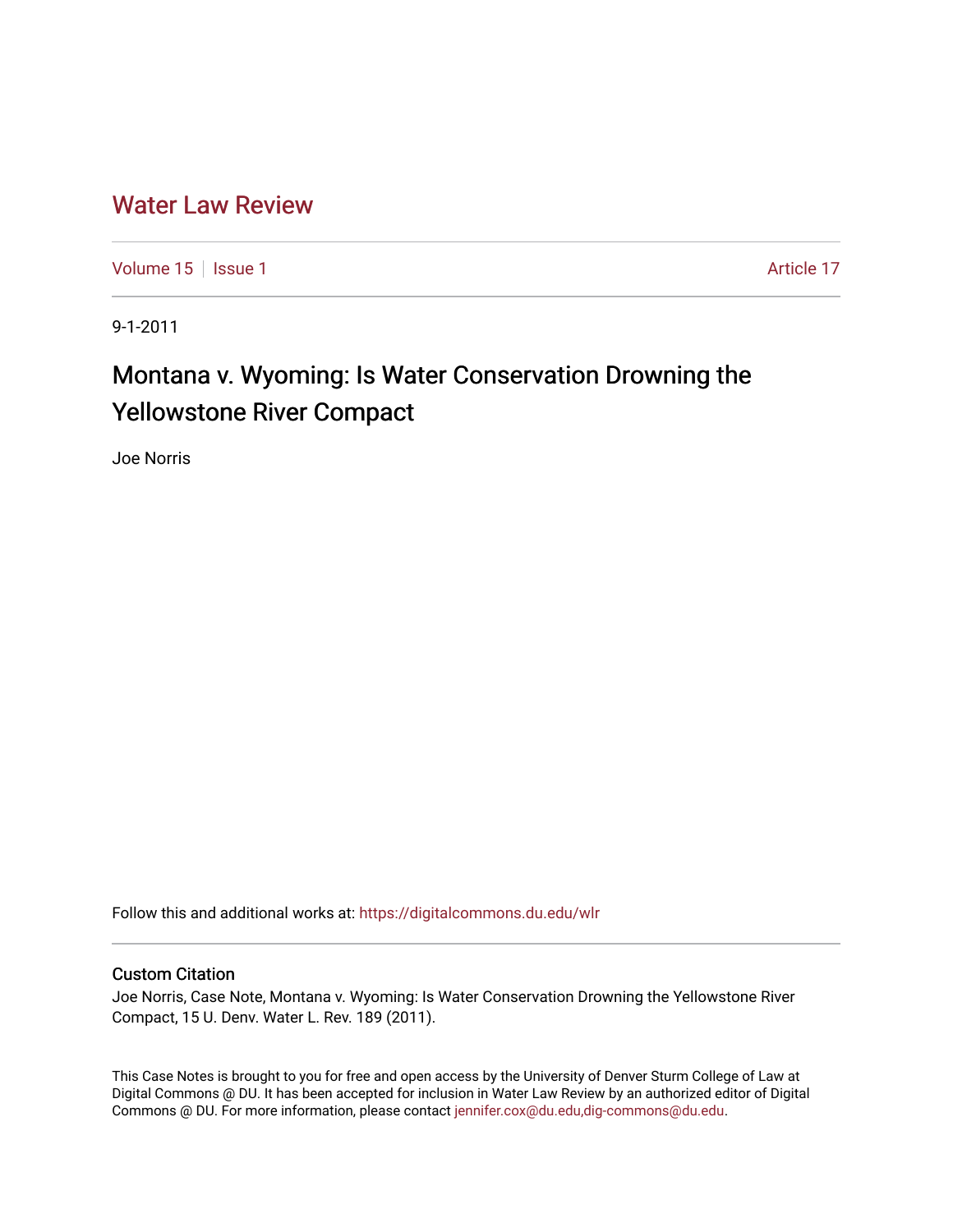# Water Law Review

Volume 15 | Issue 1 | Article 17

9-1-2011

## Montana v. Wyoming: Is Water Conservation Drowning the Yellowstone River Compact

Joe Norris

Follow this and additional works at: https://digitalcommons.du.edu/wlr

### Custom Citation

Joe Norris, Case Note, Montana v. Wyoming: Is Water Conservation Drowning the Yellowstone River Compact, 15 U. Denv. Water L. Rev. 189 (2011).

This Case Notes is brought to you for free and open access by the University of Denver Sturm College of Law at Digital Commons @ DU. It has been accepted for inclusion in Water Law Review by an authorized editor of Digital Commons @ DU. For more information, please contact jennifer.cox@du.edu,dig-commons@du.edu.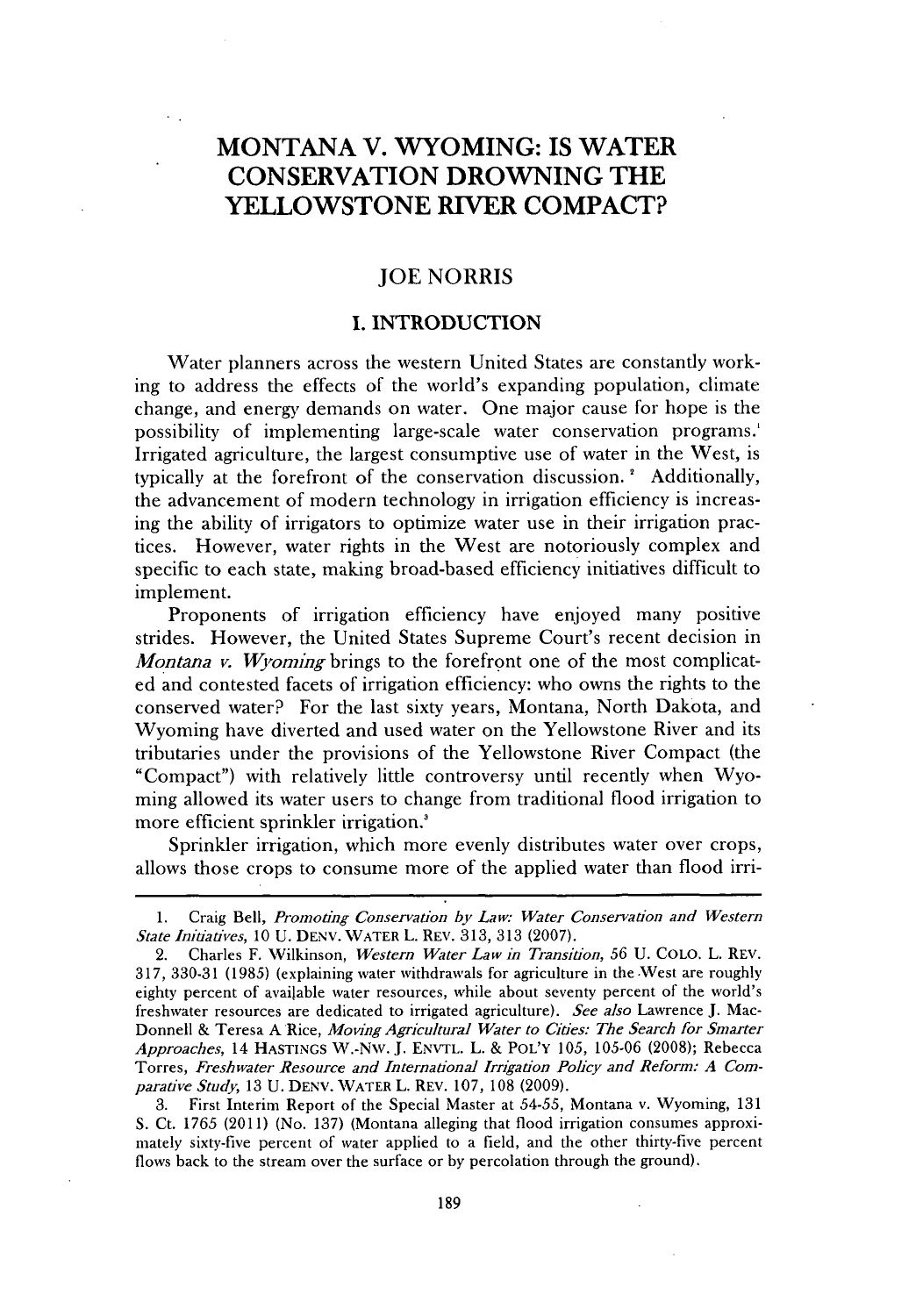# MONTANA V. WYOMING: IS WATER CONSERVATION DROWNING THE YELLOWSTONE RIVER COMPACT?

## JOE NORRIS

### I. INTRODUCTION

Water planners across the western United States are constantly working to address the effects of the world's expanding population, climate change, and energy demands on water. One major cause for hope is the possibility of implementing large-scale water conservation programs.[1] Irrigated agriculture, the largest consumptive use of water in the West, is typically at the forefront of the conservation discussion.[2] Additionally, the advancement of modern technology in irrigation efficiency is increasing the ability of irrigators to optimize water use in their irrigation practices. However, water rights in the West are notoriously complex and specific to each state, making broad-based efficiency initiatives difficult to implement.

Proponents of irrigation efficiency have enjoyed many positive strides. However, the United States Supreme Court's recent decision in *Montana v. Wyoming* brings to the forefront one of the most complicated and contested facets of irrigation efficiency: who owns the rights to the conserved water? For the last sixty years, Montana, North Dakota, and Wyoming have diverted and used water on the Yellowstone River and its tributaries under the provisions of the Yellowstone River Compact (the "Compact") with relatively little controversy until recently when Wyoming allowed its water users to change from traditional flood irrigation to more efficient sprinkler irrigation.[3]

Sprinkler irrigation, which more evenly distributes water over crops, allows those crops to consume more of the applied water than flood irri-

---

1. Craig Bell, *Promoting Conservation by Law: Water Conservation and Western State Initiatives*, 10 U. DENV. WATER L. REV. 313, 313 (2007).

2. Charles F. Wilkinson, *Western Water Law in Transition*, 56 U. COLO. L. REV. 317, 330-31 (1985) (explaining water withdrawals for agriculture in the West are roughly eighty percent of available water resources, while about seventy percent of the world's freshwater resources are dedicated to irrigated agriculture). *See also* Lawrence J. MacDonnell & Teresa A Rice, *Moving Agricultural Water to Cities: The Search for Smarter Approaches*, 14 HASTINGS W.-NW. J. ENVTL. L. & POL'Y 105, 105-06 (2008); Rebecca Torres, *Freshwater Resource and International Irrigation Policy and Reform: A Comparative Study*, 13 U. DENV. WATER L. REV. 107, 108 (2009).

3. First Interim Report of the Special Master at 54-55, Montana v. Wyoming, 131 S. Ct. 1765 (2011) (No. 137) (Montana alleging that flood irrigation consumes approximately sixty-five percent of water applied to a field, and the other thirty-five percent flows back to the stream over the surface or by percolation through the ground).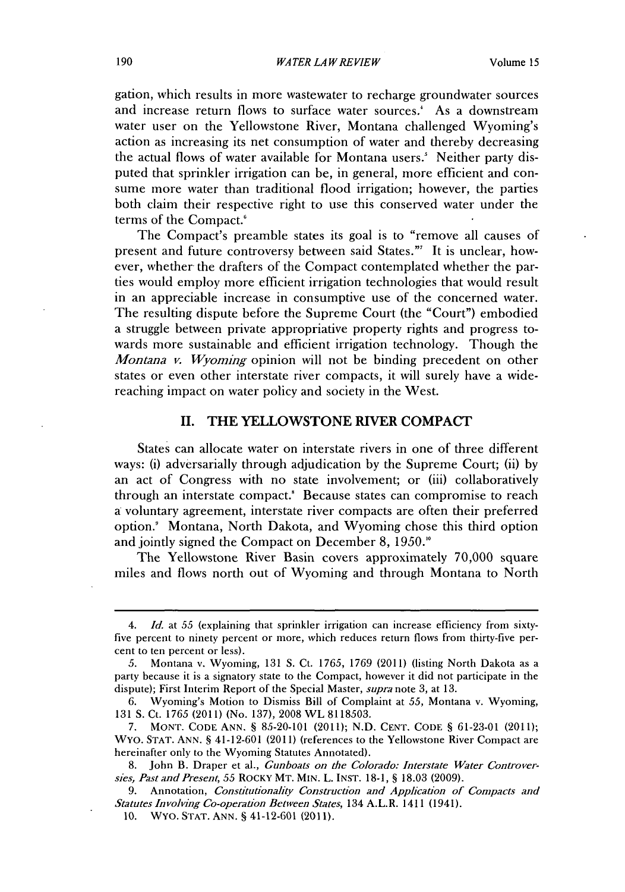gation, which results in more wastewater to recharge groundwater sources and increase return flows to surface water sources.[4] As a downstream water user on the Yellowstone River, Montana challenged Wyoming's action as increasing its net consumption of water and thereby decreasing the actual flows of water available for Montana users.[5] Neither party disputed that sprinkler irrigation can be, in general, more efficient and consume more water than traditional flood irrigation; however, the parties both claim their respective right to use this conserved water under the terms of the Compact.[6]

The Compact's preamble states its goal is to "remove all causes of present and future controversy between said States."[7] It is unclear, however, whether the drafters of the Compact contemplated whether the parties would employ more efficient irrigation technologies that would result in an appreciable increase in consumptive use of the concerned water. The resulting dispute before the Supreme Court (the "Court") embodied a struggle between private appropriative property rights and progress towards more sustainable and efficient irrigation technology. Though the *Montana v. Wyoming* opinion will not be binding precedent on other states or even other interstate river compacts, it will surely have a wide-reaching impact on water policy and society in the West.

## II. THE YELLOWSTONE RIVER COMPACT

States can allocate water on interstate rivers in one of three different ways: (i) adversarially through adjudication by the Supreme Court; (ii) by an act of Congress with no state involvement; or (iii) collaboratively through an interstate compact.[8] Because states can compromise to reach a voluntary agreement, interstate river compacts are often their preferred option.[9] Montana, North Dakota, and Wyoming chose this third option and jointly signed the Compact on December 8, 1950.[10]

The Yellowstone River Basin covers approximately 70,000 square miles and flows north out of Wyoming and through Montana to North

---

4. *Id.* at 55 (explaining that sprinkler irrigation can increase efficiency from sixty-five percent to ninety percent or more, which reduces return flows from thirty-five percent to ten percent or less).

5. Montana v. Wyoming, 131 S. Ct. 1765, 1769 (2011) (listing North Dakota as a party because it is a signatory state to the Compact, however it did not participate in the dispute); First Interim Report of the Special Master, *supra* note 3, at 13.

6. Wyoming's Motion to Dismiss Bill of Complaint at 55, Montana v. Wyoming, 131 S. Ct. 1765 (2011) (No. 137), 2008 WL 8118503.

7. MONT. CODE ANN. § 85-20-101 (2011); N.D. CENT. CODE § 61-23-01 (2011); WYO. STAT. ANN. § 41-12-601 (2011) (references to the Yellowstone River Compact are hereinafter only to the Wyoming Statutes Annotated).

8. John B. Draper et al., *Gunboats on the Colorado: Interstate Water Controversies, Past and Present*, 55 ROCKY MT. MIN. L. INST. 18-1, § 18.03 (2009).

9. Annotation, *Constitutionality Construction and Application of Compacts and Statutes Involving Co-operation Between States*, 134 A.L.R. 1411 (1941).

10. WYO. STAT. ANN. § 41-12-601 (2011).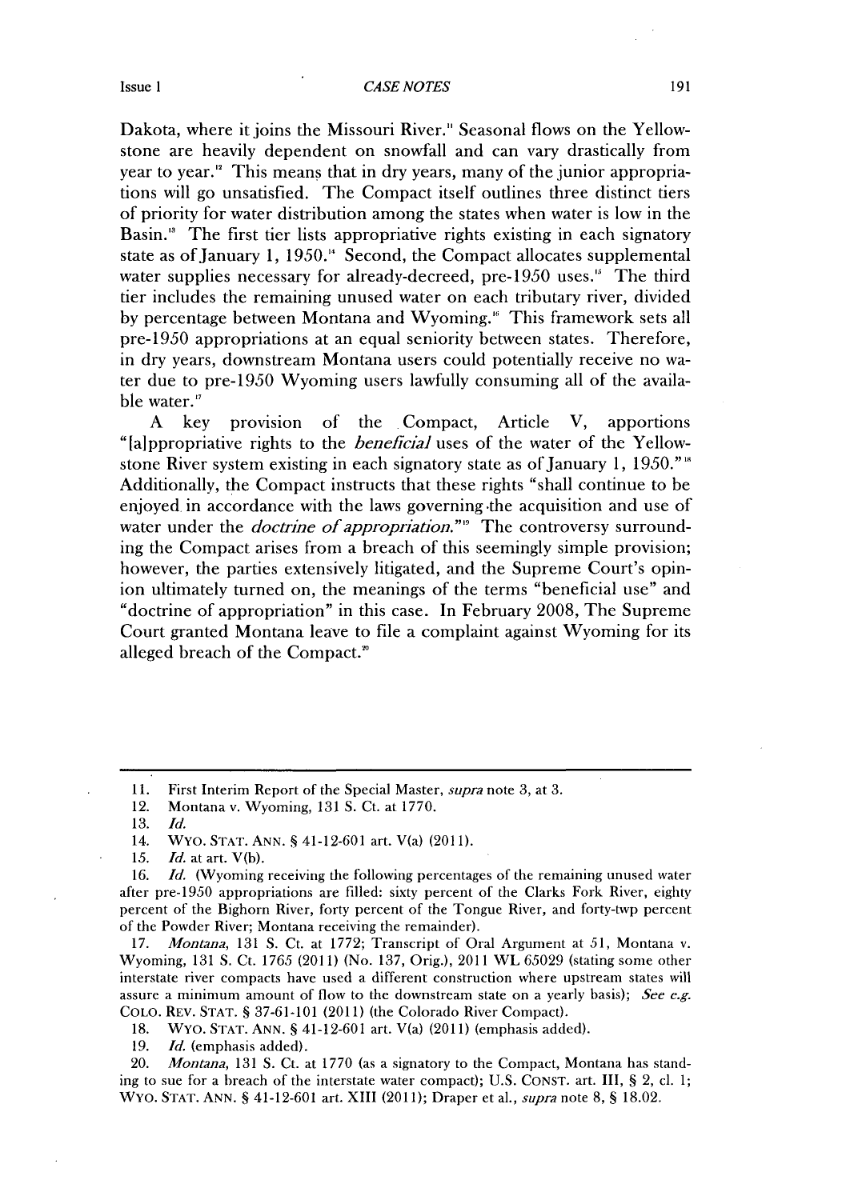Dakota, where it joins the Missouri River.[11] Seasonal flows on the Yellowstone are heavily dependent on snowfall and can vary drastically from year to year.[12] This means that in dry years, many of the junior appropriations will go unsatisfied. The Compact itself outlines three distinct tiers of priority for water distribution among the states when water is low in the Basin.[13] The first tier lists appropriative rights existing in each signatory state as of January 1, 1950.[14] Second, the Compact allocates supplemental water supplies necessary for already-decreed, pre-1950 uses.[15] The third tier includes the remaining unused water on each tributary river, divided by percentage between Montana and Wyoming.[16] This framework sets all pre-1950 appropriations at an equal seniority between states. Therefore, in dry years, downstream Montana users could potentially receive no water due to pre-1950 Wyoming users lawfully consuming all of the available water.[17]

A key provision of the Compact, Article V, apportions "[a]ppropriative rights to the *beneficial* uses of the water of the Yellowstone River system existing in each signatory state as of January 1, 1950."[18] Additionally, the Compact instructs that these rights "shall continue to be enjoyed in accordance with the laws governing the acquisition and use of water under the *doctrine of appropriation*."[19] The controversy surrounding the Compact arises from a breach of this seemingly simple provision; however, the parties extensively litigated, and the Supreme Court's opinion ultimately turned on, the meanings of the terms "beneficial use" and "doctrine of appropriation" in this case. In February 2008, The Supreme Court granted Montana leave to file a complaint against Wyoming for its alleged breach of the Compact.[20]

---

11. First Interim Report of the Special Master, *supra* note 3, at 3.
12. Montana v. Wyoming, 131 S. Ct. at 1770.
13. *Id.*
14. WYO. STAT. ANN. § 41-12-601 art. V(a) (2011).
15. *Id.* at art. V(b).
16. *Id.* (Wyoming receiving the following percentages of the remaining unused water after pre-1950 appropriations are filled: sixty percent of the Clarks Fork River, eighty percent of the Bighorn River, forty percent of the Tongue River, and forty-twp percent of the Powder River; Montana receiving the remainder).
17. *Montana*, 131 S. Ct. at 1772; Transcript of Oral Argument at 51, Montana v. Wyoming, 131 S. Ct. 1765 (2011) (No. 137, Orig.), 2011 WL 65029 (stating some other interstate river compacts have used a different construction where upstream states will assure a minimum amount of flow to the downstream state on a yearly basis); *See e.g.* COLO. REV. STAT. § 37-61-101 (2011) (the Colorado River Compact).
18. WYO. STAT. ANN. § 41-12-601 art. V(a) (2011) (emphasis added).
19. *Id.* (emphasis added).
20. *Montana*, 131 S. Ct. at 1770 (as a signatory to the Compact, Montana has standing to sue for a breach of the interstate water compact); U.S. CONST. art. III, § 2, cl. 1; WYO. STAT. ANN. § 41-12-601 art. XIII (2011); Draper et al., *supra* note 8, § 18.02.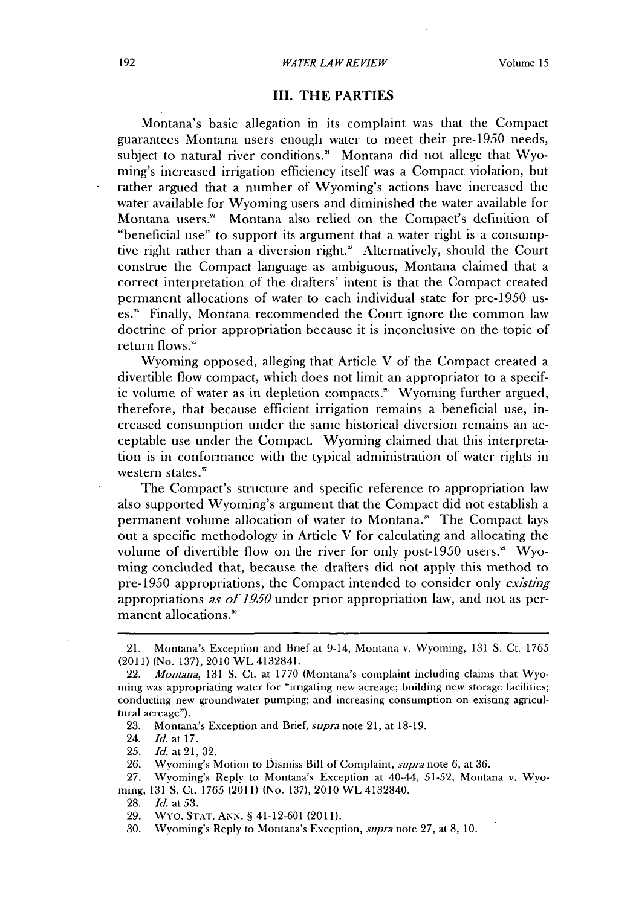## III. THE PARTIES

Montana's basic allegation in its complaint was that the Compact guarantees Montana users enough water to meet their pre-1950 needs, subject to natural river conditions.[21] Montana did not allege that Wyoming's increased irrigation efficiency itself was a Compact violation, but rather argued that a number of Wyoming's actions have increased the water available for Wyoming users and diminished the water available for Montana users.[22] Montana also relied on the Compact's definition of "beneficial use" to support its argument that a water right is a consumptive right rather than a diversion right.[23] Alternatively, should the Court construe the Compact language as ambiguous, Montana claimed that a correct interpretation of the drafters' intent is that the Compact created permanent allocations of water to each individual state for pre-1950 uses.[24] Finally, Montana recommended the Court ignore the common law doctrine of prior appropriation because it is inconclusive on the topic of return flows.[25]

Wyoming opposed, alleging that Article V of the Compact created a divertible flow compact, which does not limit an appropriator to a specific volume of water as in depletion compacts.[26] Wyoming further argued, therefore, that because efficient irrigation remains a beneficial use, increased consumption under the same historical diversion remains an acceptable use under the Compact. Wyoming claimed that this interpretation is in conformance with the typical administration of water rights in western states.[27]

The Compact's structure and specific reference to appropriation law also supported Wyoming's argument that the Compact did not establish a permanent volume allocation of water to Montana.[28] The Compact lays out a specific methodology in Article V for calculating and allocating the volume of divertible flow on the river for only post-1950 users.[29] Wyoming concluded that, because the drafters did not apply this method to pre-1950 appropriations, the Compact intended to consider only *existing* appropriations *as of 1950* under prior appropriation law, and not as permanent allocations.[30]

---

21. Montana's Exception and Brief at 9-14, Montana v. Wyoming, 131 S. Ct. 1765 (2011) (No. 137), 2010 WL 4132841.

22. *Montana*, 131 S. Ct. at 1770 (Montana's complaint including claims that Wyoming was appropriating water for "irrigating new acreage; building new storage facilities; conducting new groundwater pumping; and increasing consumption on existing agricultural acreage").

23. Montana's Exception and Brief, *supra* note 21, at 18-19.

24. *Id.* at 17.

25. *Id.* at 21, 32.

26. Wyoming's Motion to Dismiss Bill of Complaint, *supra* note 6, at 36.

27. Wyoming's Reply to Montana's Exception at 40-44, 51-52, Montana v. Wyoming, 131 S. Ct. 1765 (2011) (No. 137), 2010 WL 4132840.

28. *Id.* at 53.

29. WYO. STAT. ANN. § 41-12-601 (2011).

30. Wyoming's Reply to Montana's Exception, *supra* note 27, at 8, 10.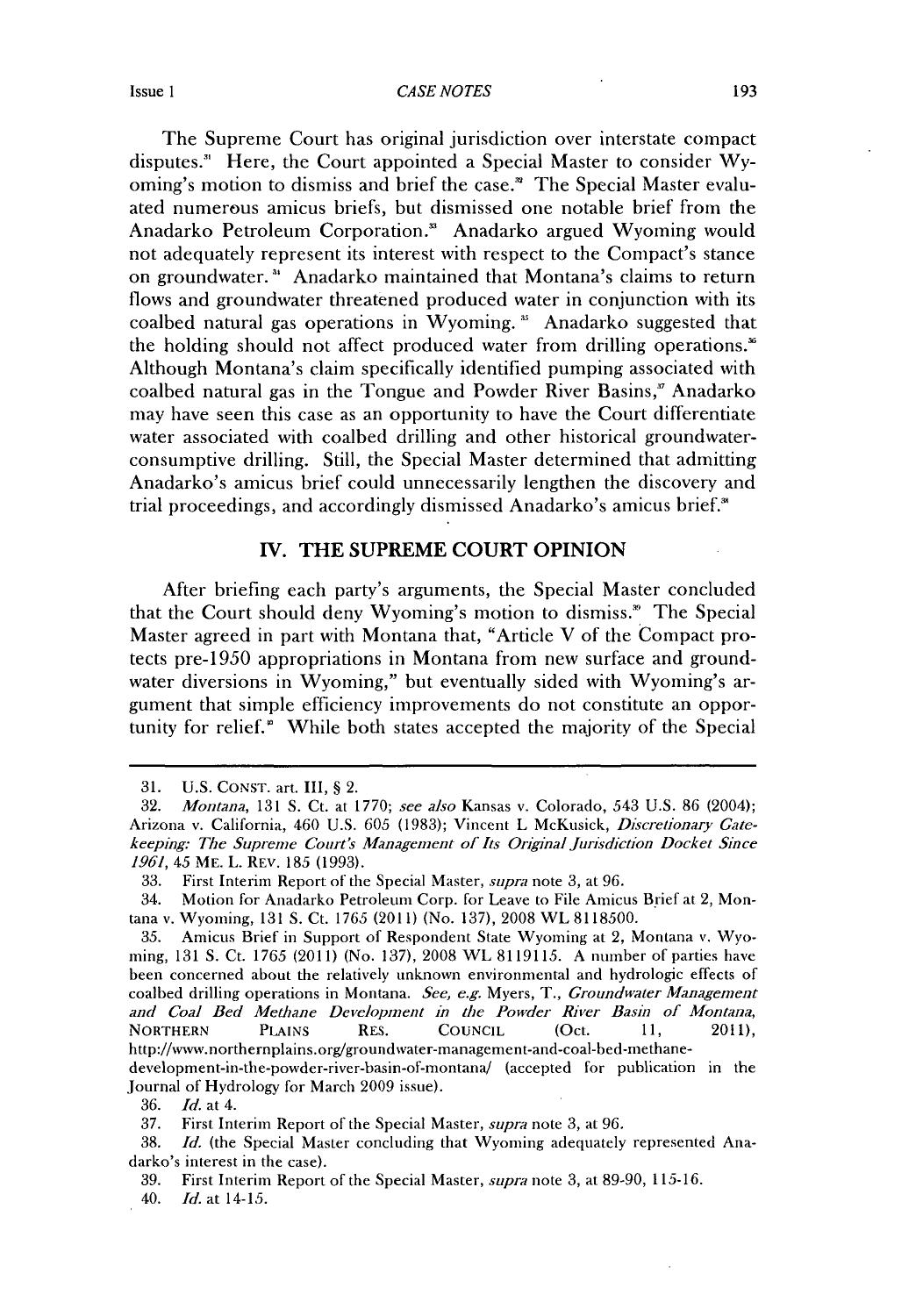The Supreme Court has original jurisdiction over interstate compact disputes.[31] Here, the Court appointed a Special Master to consider Wyoming's motion to dismiss and brief the case.[32] The Special Master evaluated numerous amicus briefs, but dismissed one notable brief from the Anadarko Petroleum Corporation.[33] Anadarko argued Wyoming would not adequately represent its interest with respect to the Compact's stance on groundwater.[34] Anadarko maintained that Montana's claims to return flows and groundwater threatened produced water in conjunction with its coalbed natural gas operations in Wyoming.[35] Anadarko suggested that the holding should not affect produced water from drilling operations.[36] Although Montana's claim specifically identified pumping associated with coalbed natural gas in the Tongue and Powder River Basins,[37] Anadarko may have seen this case as an opportunity to have the Court differentiate water associated with coalbed drilling and other historical groundwater-consumptive drilling. Still, the Special Master determined that admitting Anadarko's amicus brief could unnecessarily lengthen the discovery and trial proceedings, and accordingly dismissed Anadarko's amicus brief.[38]

## IV. THE SUPREME COURT OPINION

After briefing each party's arguments, the Special Master concluded that the Court should deny Wyoming's motion to dismiss.[39] The Special Master agreed in part with Montana that, "Article V of the Compact protects pre-1950 appropriations in Montana from new surface and groundwater diversions in Wyoming," but eventually sided with Wyoming's argument that simple efficiency improvements do not constitute an opportunity for relief.[40] While both states accepted the majority of the Special

---

31. U.S. CONST. art. III, § 2.

32. *Montana*, 131 S. Ct. at 1770; *see also* Kansas v. Colorado, 543 U.S. 86 (2004); Arizona v. California, 460 U.S. 605 (1983); Vincent L McKusick, *Discretionary Gatekeeping: The Supreme Court's Management of Its Original Jurisdiction Docket Since 1961*, 45 ME. L. REV. 185 (1993).

33. First Interim Report of the Special Master, *supra* note 3, at 96.

34. Motion for Anadarko Petroleum Corp. for Leave to File Amicus Brief at 2, Montana v. Wyoming, 131 S. Ct. 1765 (2011) (No. 137), 2008 WL 8118500.

35. Amicus Brief in Support of Respondent State Wyoming at 2, Montana v. Wyoming, 131 S. Ct. 1765 (2011) (No. 137), 2008 WL 8119115. A number of parties have been concerned about the relatively unknown environmental and hydrologic effects of coalbed drilling operations in Montana. *See, e.g.* Myers, T., *Groundwater Management and Coal Bed Methane Development in the Powder River Basin of Montana*, NORTHERN PLAINS RES. COUNCIL (Oct. 11, 2011), http://www.northernplains.org/groundwater-management-and-coal-bed-methane-development-in-the-powder-river-basin-of-montana/ (accepted for publication in the Journal of Hydrology for March 2009 issue).

36. *Id.* at 4.

37. First Interim Report of the Special Master, *supra* note 3, at 96.

38. *Id.* (the Special Master concluding that Wyoming adequately represented Anadarko's interest in the case).

39. First Interim Report of the Special Master, *supra* note 3, at 89-90, 115-16.

40. *Id.* at 14-15.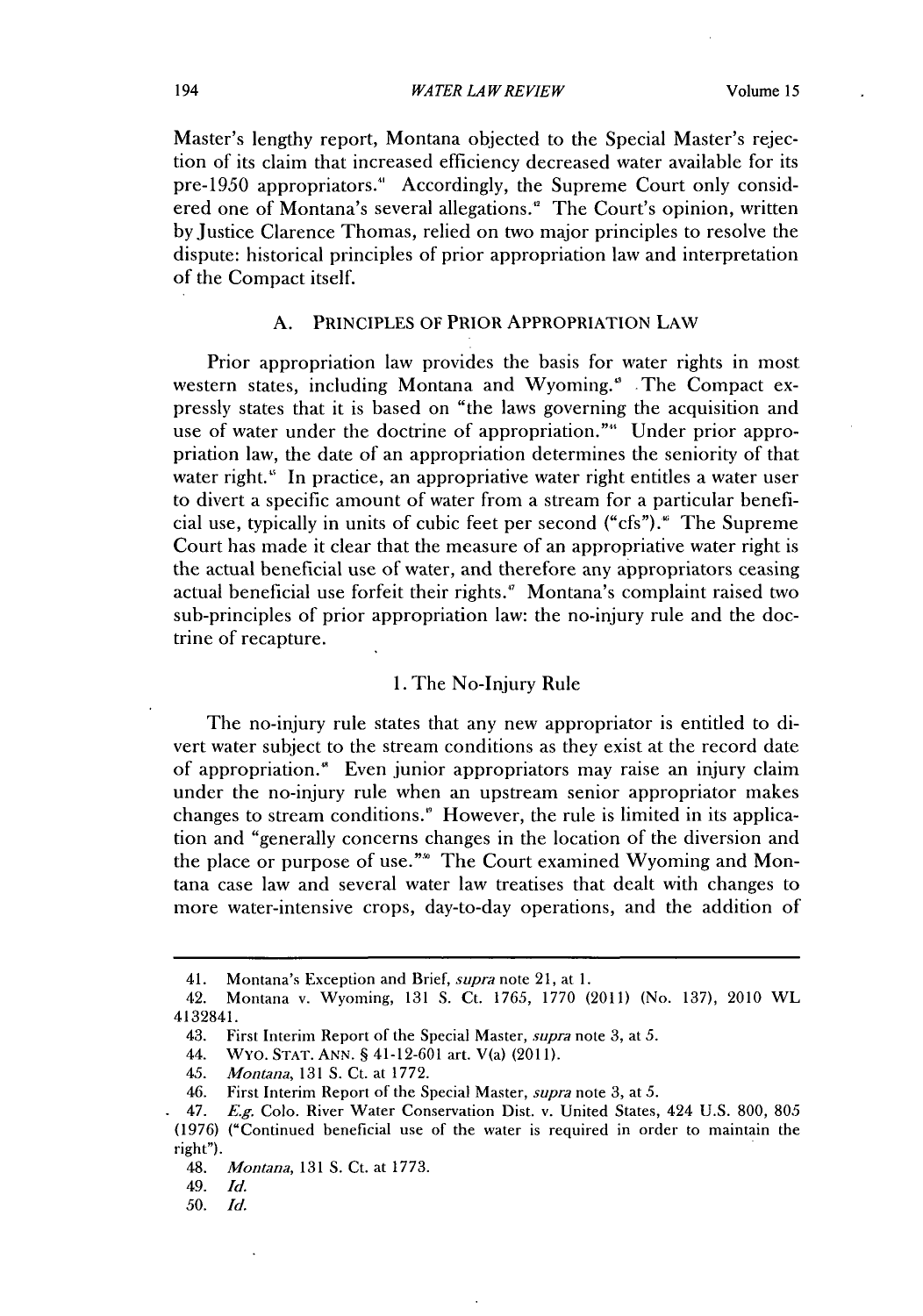Master's lengthy report, Montana objected to the Special Master's rejection of its claim that increased efficiency decreased water available for its pre-1950 appropriators.[41] Accordingly, the Supreme Court only considered one of Montana's several allegations.[42] The Court's opinion, written by Justice Clarence Thomas, relied on two major principles to resolve the dispute: historical principles of prior appropriation law and interpretation of the Compact itself.

### A. PRINCIPLES OF PRIOR APPROPRIATION LAW

Prior appropriation law provides the basis for water rights in most western states, including Montana and Wyoming.[43] The Compact expressly states that it is based on "the laws governing the acquisition and use of water under the doctrine of appropriation."[44] Under prior appropriation law, the date of an appropriation determines the seniority of that water right.[45] In practice, an appropriative water right entitles a water user to divert a specific amount of water from a stream for a particular beneficial use, typically in units of cubic feet per second ("cfs").[46] The Supreme Court has made it clear that the measure of an appropriative water right is the actual beneficial use of water, and therefore any appropriators ceasing actual beneficial use forfeit their rights.[47] Montana's complaint raised two sub-principles of prior appropriation law: the no-injury rule and the doctrine of recapture.

#### 1. The No-Injury Rule

The no-injury rule states that any new appropriator is entitled to divert water subject to the stream conditions as they exist at the record date of appropriation.[48] Even junior appropriators may raise an injury claim under the no-injury rule when an upstream senior appropriator makes changes to stream conditions.[49] However, the rule is limited in its application and "generally concerns changes in the location of the diversion and the place or purpose of use."[50] The Court examined Wyoming and Montana case law and several water law treatises that dealt with changes to more water-intensive crops, day-to-day operations, and the addition of

---

41. Montana's Exception and Brief, *supra* note 21, at 1.

42. Montana v. Wyoming, 131 S. Ct. 1765, 1770 (2011) (No. 137), 2010 WL 4132841.

43. First Interim Report of the Special Master, *supra* note 3, at 5.

44. WYO. STAT. ANN. § 41-12-601 art. V(a) (2011).

45. *Montana*, 131 S. Ct. at 1772.

46. First Interim Report of the Special Master, *supra* note 3, at 5.

47. *E.g.* Colo. River Water Conservation Dist. v. United States, 424 U.S. 800, 805 (1976) ("Continued beneficial use of the water is required in order to maintain the right").

48. *Montana*, 131 S. Ct. at 1773.

49. *Id.*

50. *Id.*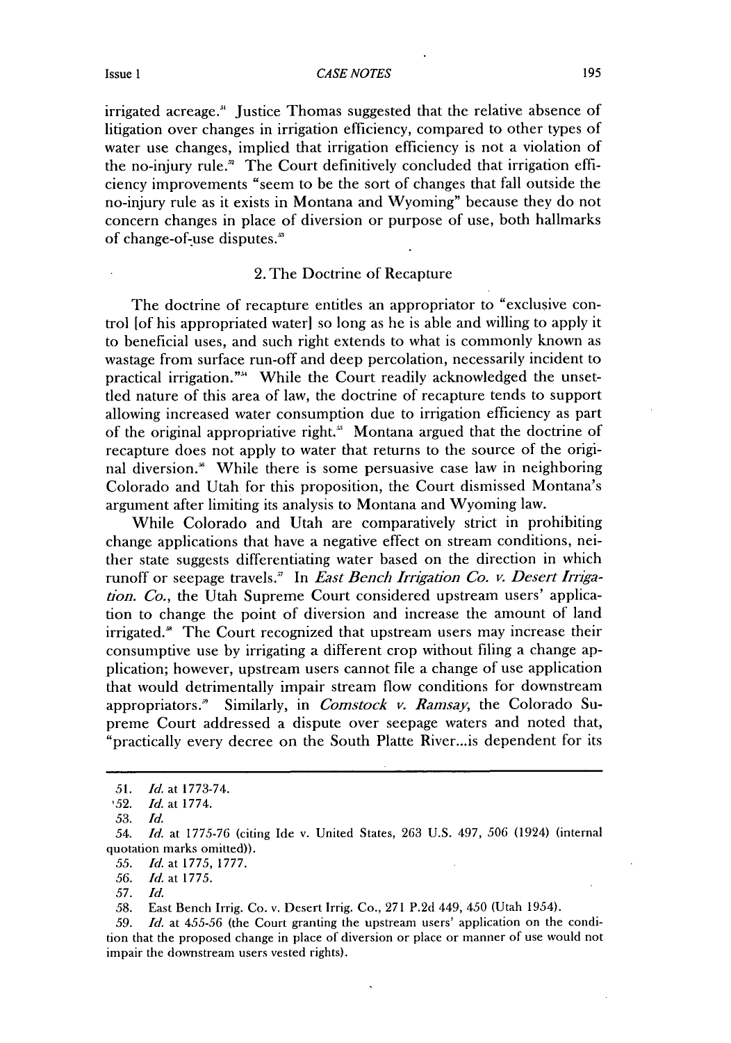irrigated acreage.[51] Justice Thomas suggested that the relative absence of litigation over changes in irrigation efficiency, compared to other types of water use changes, implied that irrigation efficiency is not a violation of the no-injury rule.[52] The Court definitively concluded that irrigation efficiency improvements "seem to be the sort of changes that fall outside the no-injury rule as it exists in Montana and Wyoming" because they do not concern changes in place of diversion or purpose of use, both hallmarks of change-of-use disputes.[53]

### 2. The Doctrine of Recapture

The doctrine of recapture entitles an appropriator to "exclusive control [of his appropriated water] so long as he is able and willing to apply it to beneficial uses, and such right extends to what is commonly known as wastage from surface run-off and deep percolation, necessarily incident to practical irrigation."[54] While the Court readily acknowledged the unsettled nature of this area of law, the doctrine of recapture tends to support allowing increased water consumption due to irrigation efficiency as part of the original appropriative right.[55] Montana argued that the doctrine of recapture does not apply to water that returns to the source of the original diversion.[56] While there is some persuasive case law in neighboring Colorado and Utah for this proposition, the Court dismissed Montana's argument after limiting its analysis to Montana and Wyoming law.

While Colorado and Utah are comparatively strict in prohibiting change applications that have a negative effect on stream conditions, neither state suggests differentiating water based on the direction in which runoff or seepage travels.[57] In *East Bench Irrigation Co. v. Desert Irrigation. Co.*, the Utah Supreme Court considered upstream users' application to change the point of diversion and increase the amount of land irrigated.[58] The Court recognized that upstream users may increase their consumptive use by irrigating a different crop without filing a change application; however, upstream users cannot file a change of use application that would detrimentally impair stream flow conditions for downstream appropriators.[59] Similarly, in *Comstock v. Ramsay*, the Colorado Supreme Court addressed a dispute over seepage waters and noted that, "practically every decree on the South Platte River...is dependent for its

---

51. *Id.* at 1773-74.

52. *Id.* at 1774.

53. *Id.*

54. *Id.* at 1775-76 (citing Ide v. United States, 263 U.S. 497, 506 (1924) (internal quotation marks omitted)).

55. *Id.* at 1775, 1777.

56. *Id.* at 1775.

57. *Id.*

58. East Bench Irrig. Co. v. Desert Irrig. Co., 271 P.2d 449, 450 (Utah 1954).

59. *Id.* at 455-56 (the Court granting the upstream users' application on the condition that the proposed change in place of diversion or place or manner of use would not impair the downstream users vested rights).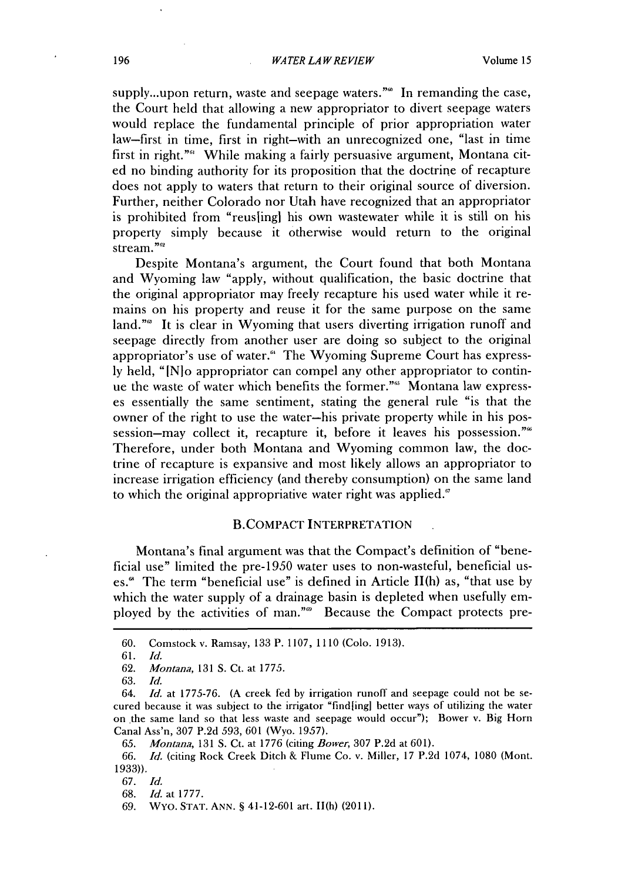supply...upon return, waste and seepage waters."[60] In remanding the case, the Court held that allowing a new appropriator to divert seepage waters would replace the fundamental principle of prior appropriation water law–first in time, first in right–with an unrecognized one, "last in time first in right."[61] While making a fairly persuasive argument, Montana cited no binding authority for its proposition that the doctrine of recapture does not apply to waters that return to their original source of diversion. Further, neither Colorado nor Utah have recognized that an appropriator is prohibited from "reus[ing] his own wastewater while it is still on his property simply because it otherwise would return to the original stream."[62]

Despite Montana's argument, the Court found that both Montana and Wyoming law "apply, without qualification, the basic doctrine that the original appropriator may freely recapture his used water while it remains on his property and reuse it for the same purpose on the same land."[63] It is clear in Wyoming that users diverting irrigation runoff and seepage directly from another user are doing so subject to the original appropriator's use of water.[64] The Wyoming Supreme Court has expressly held, "[N]o appropriator can compel any other appropriator to continue the waste of water which benefits the former."[65] Montana law expresses essentially the same sentiment, stating the general rule "is that the owner of the right to use the water–his private property while in his possession–may collect it, recapture it, before it leaves his possession."[66] Therefore, under both Montana and Wyoming common law, the doctrine of recapture is expansive and most likely allows an appropriator to increase irrigation efficiency (and thereby consumption) on the same land to which the original appropriative water right was applied.[67]

### B. COMPACT INTERPRETATION

Montana's final argument was that the Compact's definition of "beneficial use" limited the pre-1950 water uses to non-wasteful, beneficial uses.[68] The term "beneficial use" is defined in Article II(h) as, "that use by which the water supply of a drainage basin is depleted when usefully employed by the activities of man."[69] Because the Compact protects pre-

---

60. Comstock v. Ramsay, 133 P. 1107, 1110 (Colo. 1913).

61. *Id.*

62. *Montana*, 131 S. Ct. at 1775.

63. *Id.*

64. *Id.* at 1775-76. (A creek fed by irrigation runoff and seepage could not be secured because it was subject to the irrigator "find[ing] better ways of utilizing the water on the same land so that less waste and seepage would occur"); Bower v. Big Horn Canal Ass'n, 307 P.2d 593, 601 (Wyo. 1957).

65. *Montana*, 131 S. Ct. at 1776 (citing *Bower*, 307 P.2d at 601).

66. *Id.* (citing Rock Creek Ditch & Flume Co. v. Miller, 17 P.2d 1074, 1080 (Mont. 1933)).

67. *Id.*

68. *Id.* at 1777.

69. WYO. STAT. ANN. § 41-12-601 art. II(h) (2011).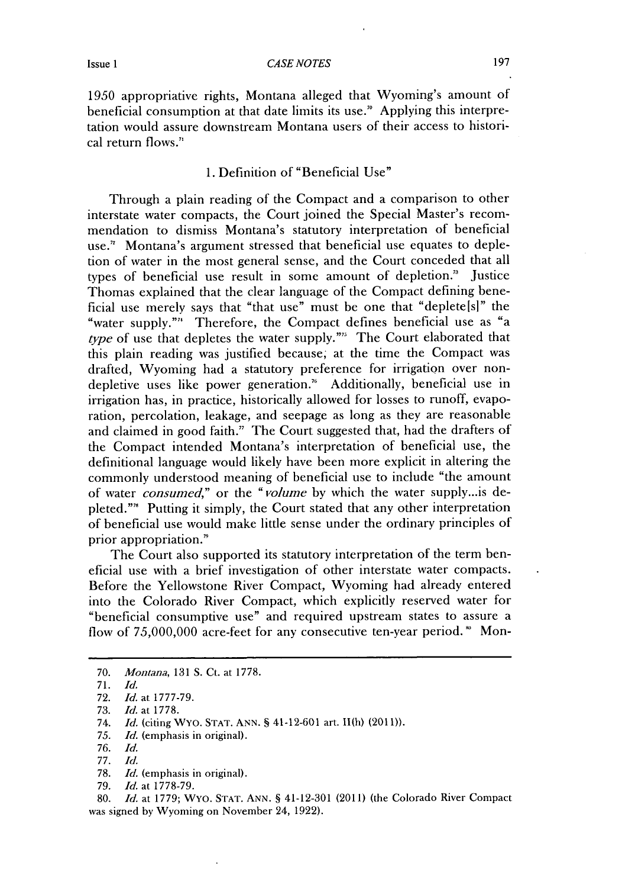1950 appropriative rights, Montana alleged that Wyoming's amount of beneficial consumption at that date limits its use.[70] Applying this interpretation would assure downstream Montana users of their access to historical return flows.[71]

### 1. Definition of "Beneficial Use"

Through a plain reading of the Compact and a comparison to other interstate water compacts, the Court joined the Special Master's recommendation to dismiss Montana's statutory interpretation of beneficial use.[72] Montana's argument stressed that beneficial use equates to depletion of water in the most general sense, and the Court conceded that all types of beneficial use result in some amount of depletion.[73] Justice Thomas explained that the clear language of the Compact defining beneficial use merely says that "that use" must be one that "deplete[s]" the "water supply."[74] Therefore, the Compact defines beneficial use as "a *type* of use that depletes the water supply."[75] The Court elaborated that this plain reading was justified because, at the time the Compact was drafted, Wyoming had a statutory preference for irrigation over non-depletive uses like power generation.[76] Additionally, beneficial use in irrigation has, in practice, historically allowed for losses to runoff, evaporation, percolation, leakage, and seepage as long as they are reasonable and claimed in good faith.[77] The Court suggested that, had the drafters of the Compact intended Montana's interpretation of beneficial use, the definitional language would likely have been more explicit in altering the commonly understood meaning of beneficial use to include "the amount of water *consumed*," or the "*volume* by which the water supply...is depleted."[78] Putting it simply, the Court stated that any other interpretation of beneficial use would make little sense under the ordinary principles of prior appropriation.[79]

The Court also supported its statutory interpretation of the term beneficial use with a brief investigation of other interstate water compacts. Before the Yellowstone River Compact, Wyoming had already entered into the Colorado River Compact, which explicitly reserved water for "beneficial consumptive use" and required upstream states to assure a flow of 75,000,000 acre-feet for any consecutive ten-year period.[80] Mon-

---

70. *Montana*, 131 S. Ct. at 1778.
71. *Id.*
72. *Id.* at 1777-79.
73. *Id.* at 1778.
74. *Id.* (citing WYO. STAT. ANN. § 41-12-601 art. II(h) (2011)).
75. *Id.* (emphasis in original).
76. *Id.*
77. *Id.*
78. *Id.* (emphasis in original).
79. *Id.* at 1778-79.
80. *Id.* at 1779; WYO. STAT. ANN. § 41-12-301 (2011) (the Colorado River Compact was signed by Wyoming on November 24, 1922).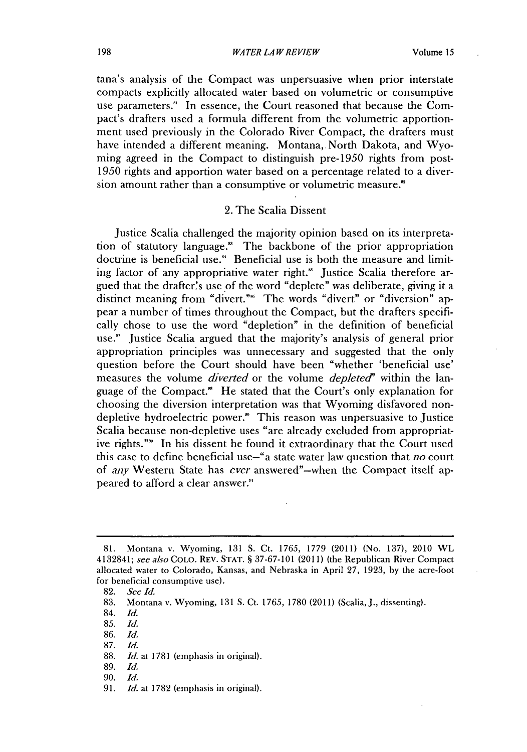tana's analysis of the Compact was unpersuasive when prior interstate compacts explicitly allocated water based on volumetric or consumptive use parameters.[81] In essence, the Court reasoned that because the Compact's drafters used a formula different from the volumetric apportionment used previously in the Colorado River Compact, the drafters must have intended a different meaning. Montana, North Dakota, and Wyoming agreed in the Compact to distinguish pre-1950 rights from post-1950 rights and apportion water based on a percentage related to a diversion amount rather than a consumptive or volumetric measure.[82]

### 2. The Scalia Dissent

Justice Scalia challenged the majority opinion based on its interpretation of statutory language.[83] The backbone of the prior appropriation doctrine is beneficial use.[84] Beneficial use is both the measure and limiting factor of any appropriative water right.[85] Justice Scalia therefore argued that the drafter's use of the word "deplete" was deliberate, giving it a distinct meaning from "divert."[86] The words "divert" or "diversion" appear a number of times throughout the Compact, but the drafters specifically chose to use the word "depletion" in the definition of beneficial use.[87] Justice Scalia argued that the majority's analysis of general prior appropriation principles was unnecessary and suggested that the only question before the Court should have been "whether 'beneficial use' measures the volume *diverted* or the volume *depleted*" within the language of the Compact.[88] He stated that the Court's only explanation for choosing the diversion interpretation was that Wyoming disfavored non-depletive hydroelectric power.[89] This reason was unpersuasive to Justice Scalia because non-depletive uses "are already excluded from appropriative rights."[90] In his dissent he found it extraordinary that the Court used this case to define beneficial use–"a state water law question that *no* court of *any* Western State has *ever* answered"–when the Compact itself appeared to afford a clear answer.[91]

---

81. Montana v. Wyoming, 131 S. Ct. 1765, 1779 (2011) (No. 137), 2010 WL 4132841; *see also* COLO. REV. STAT. § 37-67-101 (2011) (the Republican River Compact allocated water to Colorado, Kansas, and Nebraska in April 27, 1923, by the acre-foot for beneficial consumptive use).

82. *See Id.*

83. Montana v. Wyoming, 131 S. Ct. 1765, 1780 (2011) (Scalia, J., dissenting).

84. *Id.*

85. *Id.*

86. *Id.*

87. *Id.*

88. *Id.* at 1781 (emphasis in original).

89. *Id.*

90. *Id.*

91. *Id.* at 1782 (emphasis in original).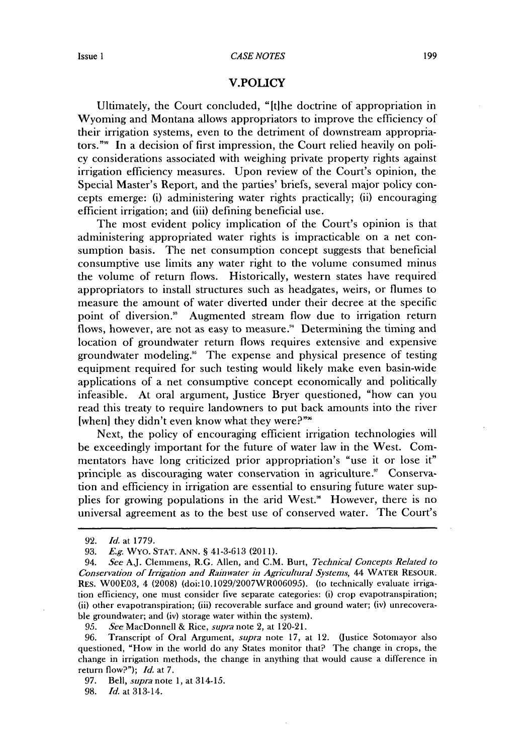## V.POLICY

Ultimately, the Court concluded, "[t]he doctrine of appropriation in Wyoming and Montana allows appropriators to improve the efficiency of their irrigation systems, even to the detriment of downstream appropriators."[92] In a decision of first impression, the Court relied heavily on policy considerations associated with weighing private property rights against irrigation efficiency measures. Upon review of the Court's opinion, the Special Master's Report, and the parties' briefs, several major policy concepts emerge: (i) administering water rights practically; (ii) encouraging efficient irrigation; and (iii) defining beneficial use.

The most evident policy implication of the Court's opinion is that administering appropriated water rights is impracticable on a net consumption basis. The net consumption concept suggests that beneficial consumptive use limits any water right to the volume consumed minus the volume of return flows. Historically, western states have required appropriators to install structures such as headgates, weirs, or flumes to measure the amount of water diverted under their decree at the specific point of diversion.[93] Augmented stream flow due to irrigation return flows, however, are not as easy to measure.[94] Determining the timing and location of groundwater return flows requires extensive and expensive groundwater modeling.[95] The expense and physical presence of testing equipment required for such testing would likely make even basin-wide applications of a net consumptive concept economically and politically infeasible. At oral argument, Justice Bryer questioned, "how can you read this treaty to require landowners to put back amounts into the river [when] they didn't even know what they were?"[96]

Next, the policy of encouraging efficient irrigation technologies will be exceedingly important for the future of water law in the West. Commentators have long criticized prior appropriation's "use it or lose it" principle as discouraging water conservation in agriculture.[97] Conservation and efficiency in irrigation are essential to ensuring future water supplies for growing populations in the arid West.[98] However, there is no universal agreement as to the best use of conserved water. The Court's

---

92. *Id.* at 1779.

93. *E.g.* WYO. STAT. ANN. § 41-3-613 (2011).

94. *See* A.J. Clemmens, R.G. Allen, and C.M. Burt, *Technical Concepts Related to Conservation of Irrigation and Rainwater in Agricultural Systems*, 44 WATER RESOUR. RES. W00E03, 4 (2008) (doi:10.1029/2007WR006095). (to technically evaluate irrigation efficiency, one must consider five separate categories: (i) crop evapotranspiration; (ii) other evapotranspiration; (iii) recoverable surface and ground water; (iv) unrecoverable groundwater; and (iv) storage water within the system).

95. *See* MacDonnell & Rice, *supra* note 2, at 120-21.

96. Transcript of Oral Argument, *supra* note 17, at 12. (Justice Sotomayor also questioned, "How in the world do any States monitor that? The change in crops, the change in irrigation methods, the change in anything that would cause a difference in return flow?"); *Id.* at 7.

97. Bell, *supra* note 1, at 314-15.

98. *Id.* at 313-14.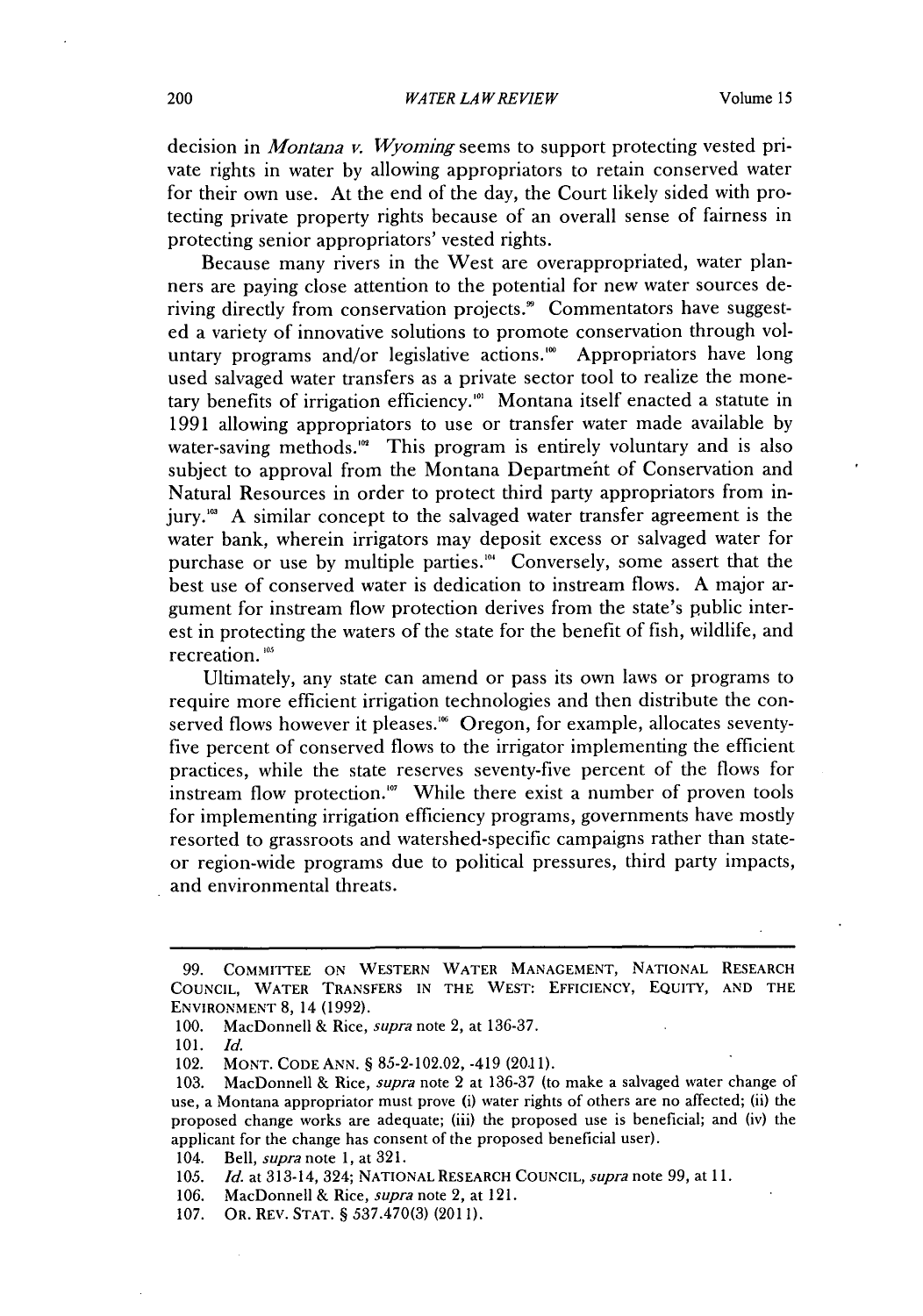decision in *Montana v. Wyoming* seems to support protecting vested private rights in water by allowing appropriators to retain conserved water for their own use. At the end of the day, the Court likely sided with protecting private property rights because of an overall sense of fairness in protecting senior appropriators' vested rights.

Because many rivers in the West are overappropriated, water planners are paying close attention to the potential for new water sources deriving directly from conservation projects.[99] Commentators have suggested a variety of innovative solutions to promote conservation through voluntary programs and/or legislative actions.[100] Appropriators have long used salvaged water transfers as a private sector tool to realize the monetary benefits of irrigation efficiency.[101] Montana itself enacted a statute in 1991 allowing appropriators to use or transfer water made available by water-saving methods.[102] This program is entirely voluntary and is also subject to approval from the Montana Department of Conservation and Natural Resources in order to protect third party appropriators from injury.[103] A similar concept to the salvaged water transfer agreement is the water bank, wherein irrigators may deposit excess or salvaged water for purchase or use by multiple parties.[104] Conversely, some assert that the best use of conserved water is dedication to instream flows. A major argument for instream flow protection derives from the state's public interest in protecting the waters of the state for the benefit of fish, wildlife, and recreation.[105]

Ultimately, any state can amend or pass its own laws or programs to require more efficient irrigation technologies and then distribute the conserved flows however it pleases.[106] Oregon, for example, allocates seventy-five percent of conserved flows to the irrigator implementing the efficient practices, while the state reserves seventy-five percent of the flows for instream flow protection.[107] While there exist a number of proven tools for implementing irrigation efficiency programs, governments have mostly resorted to grassroots and watershed-specific campaigns rather than state- or region-wide programs due to political pressures, third party impacts, and environmental threats.

---

99. COMMITTEE ON WESTERN WATER MANAGEMENT, NATIONAL RESEARCH COUNCIL, WATER TRANSFERS IN THE WEST: EFFICIENCY, EQUITY, AND THE ENVIRONMENT 8, 14 (1992).

100. MacDonnell & Rice, *supra* note 2, at 136-37.

101. *Id.*

102. MONT. CODE ANN. § 85-2-102.02, -419 (2011).

103. MacDonnell & Rice, *supra* note 2 at 136-37 (to make a salvaged water change of use, a Montana appropriator must prove (i) water rights of others are no affected; (ii) the proposed change works are adequate; (iii) the proposed use is beneficial; and (iv) the applicant for the change has consent of the proposed beneficial user).

104. Bell, *supra* note 1, at 321.

105. *Id.* at 313-14, 324; NATIONAL RESEARCH COUNCIL, *supra* note 99, at 11.

106. MacDonnell & Rice, *supra* note 2, at 121.

107. OR. REV. STAT. § 537.470(3) (2011).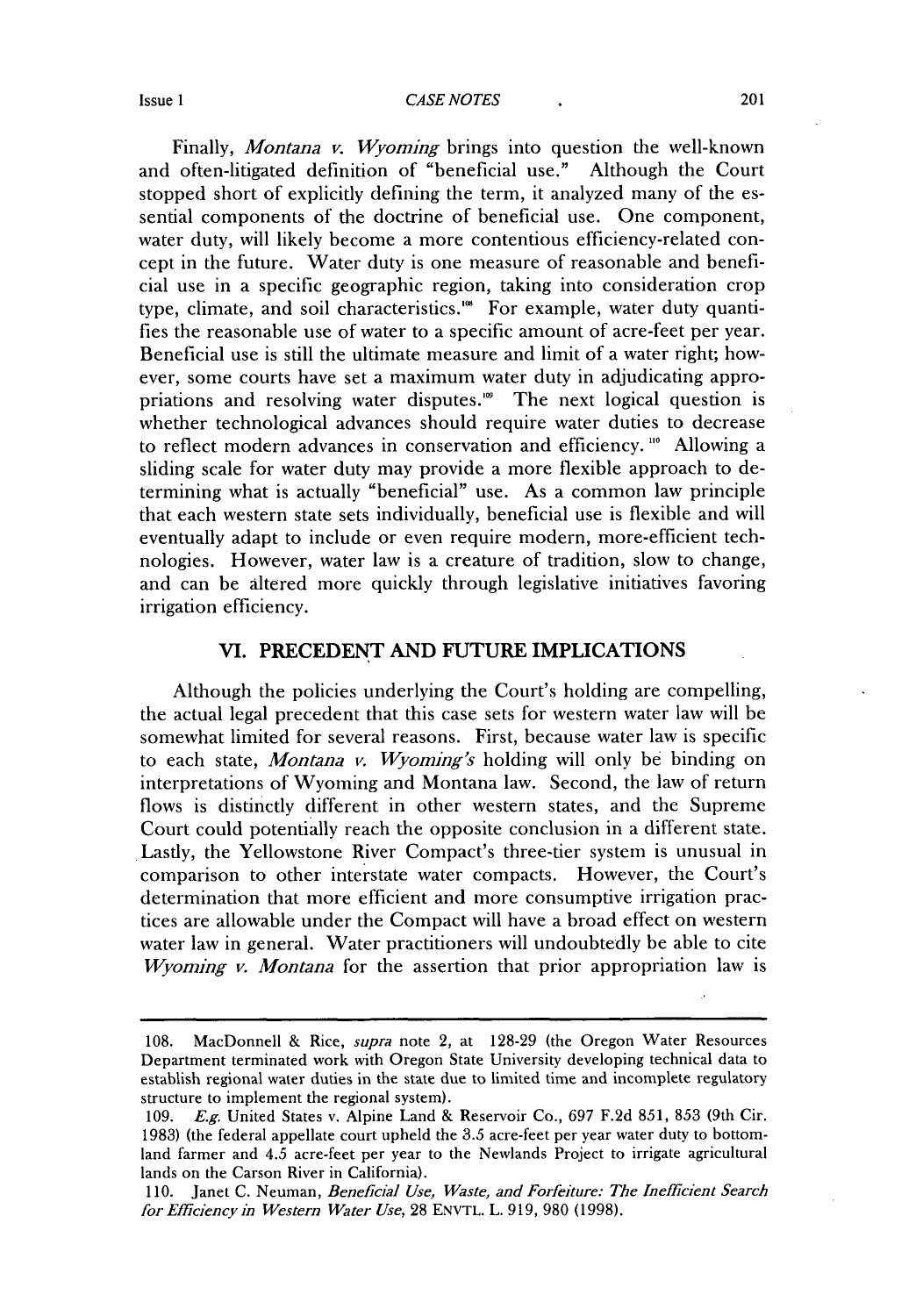Finally, *Montana v. Wyoming* brings into question the well-known and often-litigated definition of "beneficial use." Although the Court stopped short of explicitly defining the term, it analyzed many of the essential components of the doctrine of beneficial use. One component, water duty, will likely become a more contentious efficiency-related concept in the future. Water duty is one measure of reasonable and beneficial use in a specific geographic region, taking into consideration crop type, climate, and soil characteristics.[108] For example, water duty quantifies the reasonable use of water to a specific amount of acre-feet per year. Beneficial use is still the ultimate measure and limit of a water right; however, some courts have set a maximum water duty in adjudicating appropriations and resolving water disputes.[109] The next logical question is whether technological advances should require water duties to decrease to reflect modern advances in conservation and efficiency.[110] Allowing a sliding scale for water duty may provide a more flexible approach to determining what is actually "beneficial" use. As a common law principle that each western state sets individually, beneficial use is flexible and will eventually adapt to include or even require modern, more-efficient technologies. However, water law is a creature of tradition, slow to change, and can be altered more quickly through legislative initiatives favoring irrigation efficiency.

## VI. PRECEDENT AND FUTURE IMPLICATIONS

Although the policies underlying the Court's holding are compelling, the actual legal precedent that this case sets for western water law will be somewhat limited for several reasons. First, because water law is specific to each state, *Montana v. Wyoming's* holding will only be binding on interpretations of Wyoming and Montana law. Second, the law of return flows is distinctly different in other western states, and the Supreme Court could potentially reach the opposite conclusion in a different state. Lastly, the Yellowstone River Compact's three-tier system is unusual in comparison to other interstate water compacts. However, the Court's determination that more efficient and more consumptive irrigation practices are allowable under the Compact will have a broad effect on western water law in general. Water practitioners will undoubtedly be able to cite *Wyoming v. Montana* for the assertion that prior appropriation law is

---

108. MacDonnell & Rice, *supra* note 2, at 128-29 (the Oregon Water Resources Department terminated work with Oregon State University developing technical data to establish regional water duties in the state due to limited time and incomplete regulatory structure to implement the regional system).

109. *E.g.* United States v. Alpine Land & Reservoir Co., 697 F.2d 851, 853 (9th Cir. 1983) (the federal appellate court upheld the 3.5 acre-feet per year water duty to bottom-land farmer and 4.5 acre-feet per year to the Newlands Project to irrigate agricultural lands on the Carson River in California).

110. Janet C. Neuman, *Beneficial Use, Waste, and Forfeiture: The Inefficient Search for Efficiency in Western Water Use*, 28 ENVTL. L. 919, 980 (1998).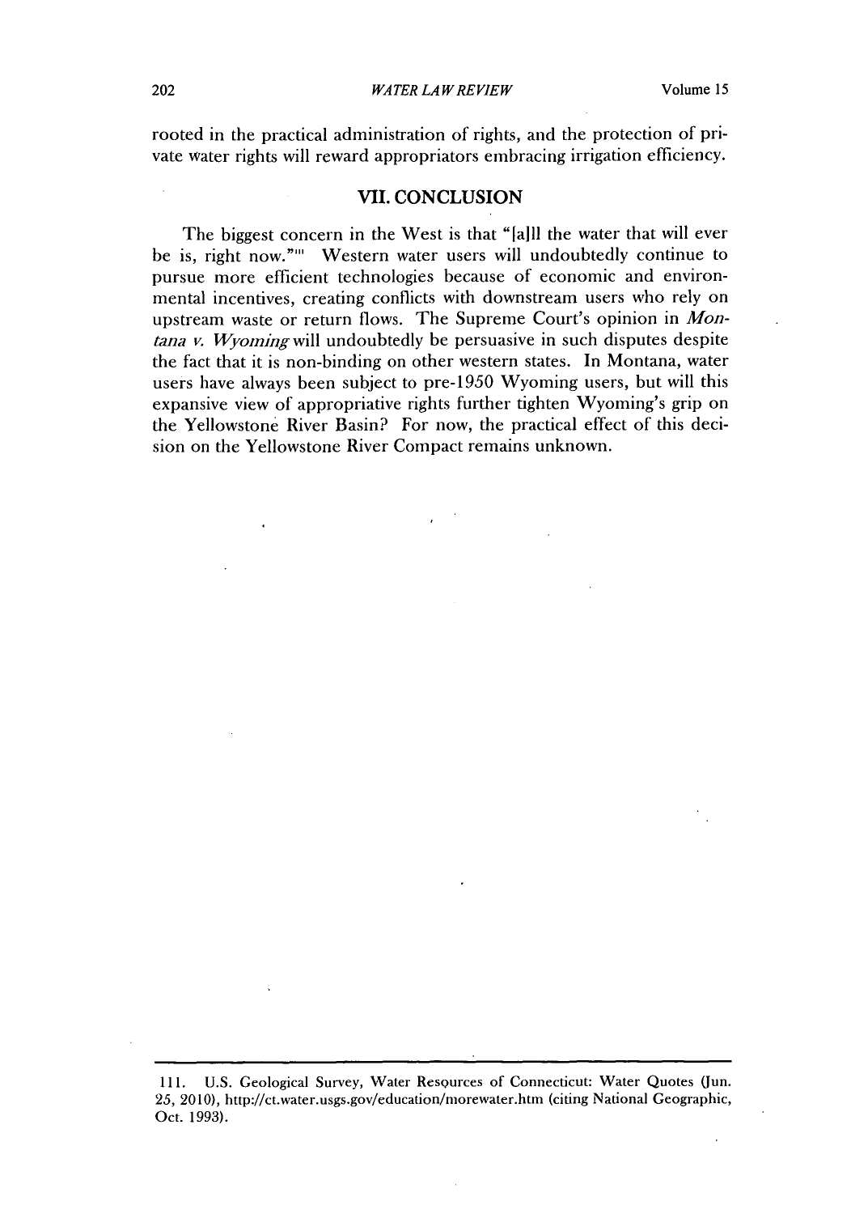rooted in the practical administration of rights, and the protection of private water rights will reward appropriators embracing irrigation efficiency.

## VII. CONCLUSION

The biggest concern in the West is that "[a]ll the water that will ever be is, right now."[111] Western water users will undoubtedly continue to pursue more efficient technologies because of economic and environmental incentives, creating conflicts with downstream users who rely on upstream waste or return flows. The Supreme Court's opinion in *Montana v. Wyoming* will undoubtedly be persuasive in such disputes despite the fact that it is non-binding on other western states. In Montana, water users have always been subject to pre-1950 Wyoming users, but will this expansive view of appropriative rights further tighten Wyoming's grip on the Yellowstone River Basin? For now, the practical effect of this decision on the Yellowstone River Compact remains unknown.

---

111. U.S. Geological Survey, Water Resources of Connecticut: Water Quotes (Jun. 25, 2010), http://ct.water.usgs.gov/education/morewater.htm (citing National Geographic, Oct. 1993).